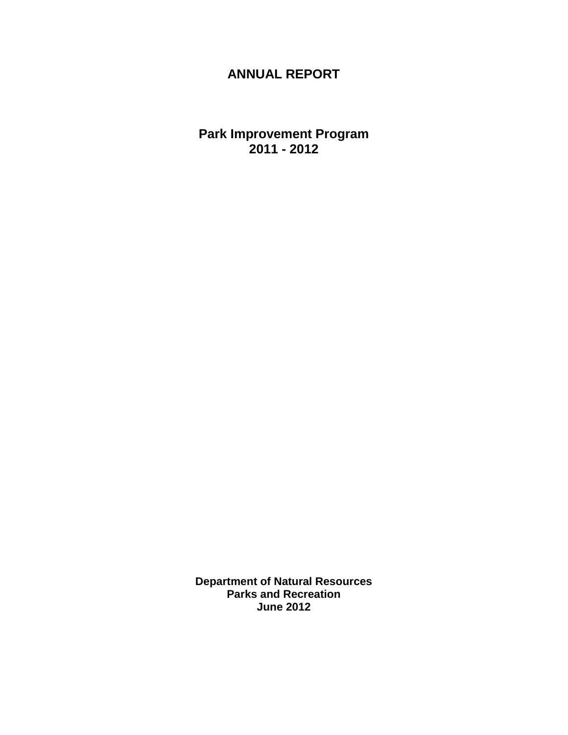# ANNUAL REPORT

## Park Improvement Program
## 2011 - 2012

**Department of Natural Resources**
**Parks and Recreation**
**June 2012**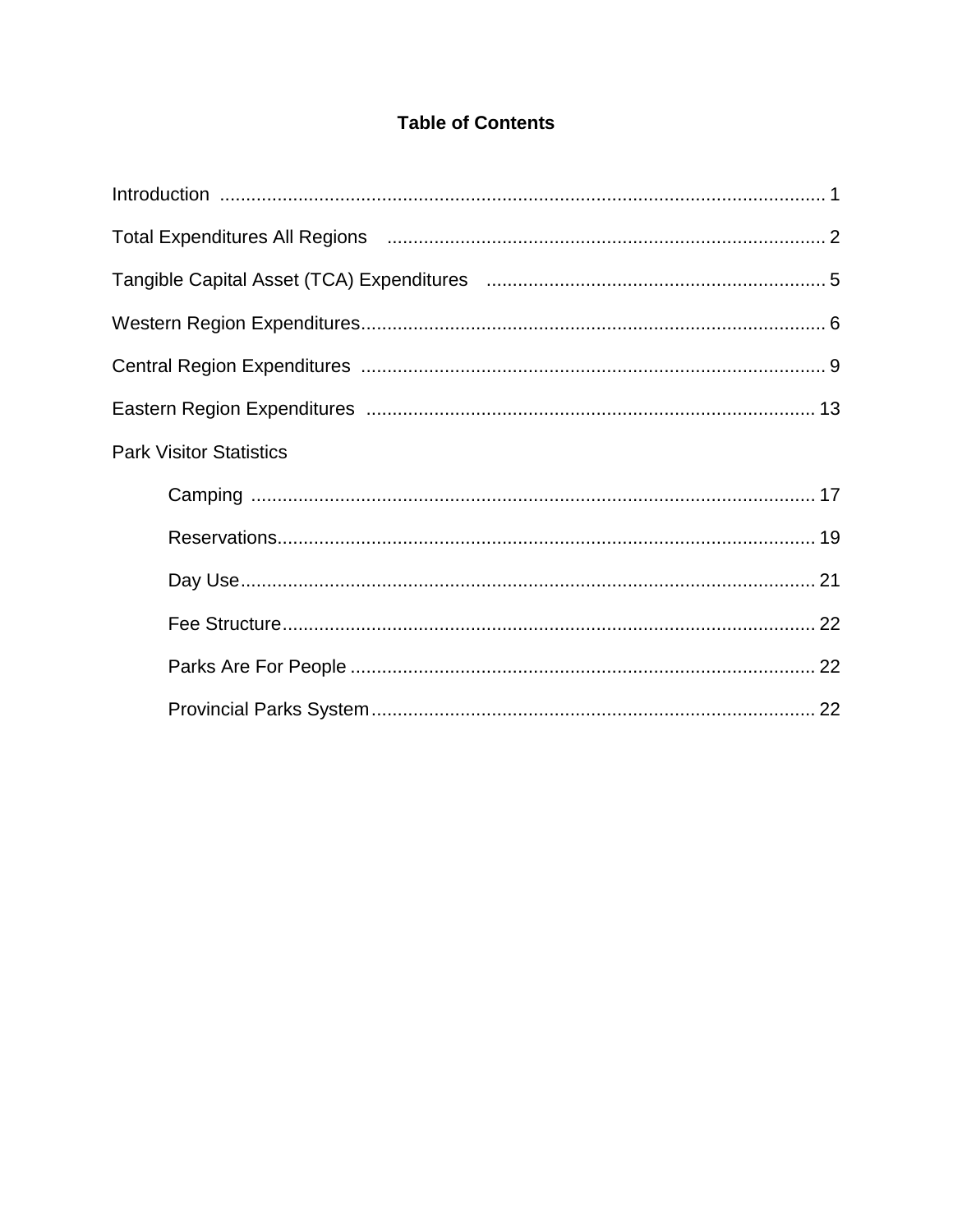# Table of Contents

Introduction ................................................................................................................ 1

Total Expenditures All Regions .................................................................................... 2

Tangible Capital Asset (TCA) Expenditures ................................................................. 5

Western Region Expenditures......................................................................................... 6

Central Region Expenditures ......................................................................................... 9

Eastern Region Expenditures ...................................................................................... 13

Park Visitor Statistics

- Camping ........................................................................................................... 17
- Reservations...................................................................................................... 19
- Day Use............................................................................................................. 21
- Fee Structure..................................................................................................... 22
- Parks Are For People ........................................................................................ 22
- Provincial Parks System..................................................................................... 22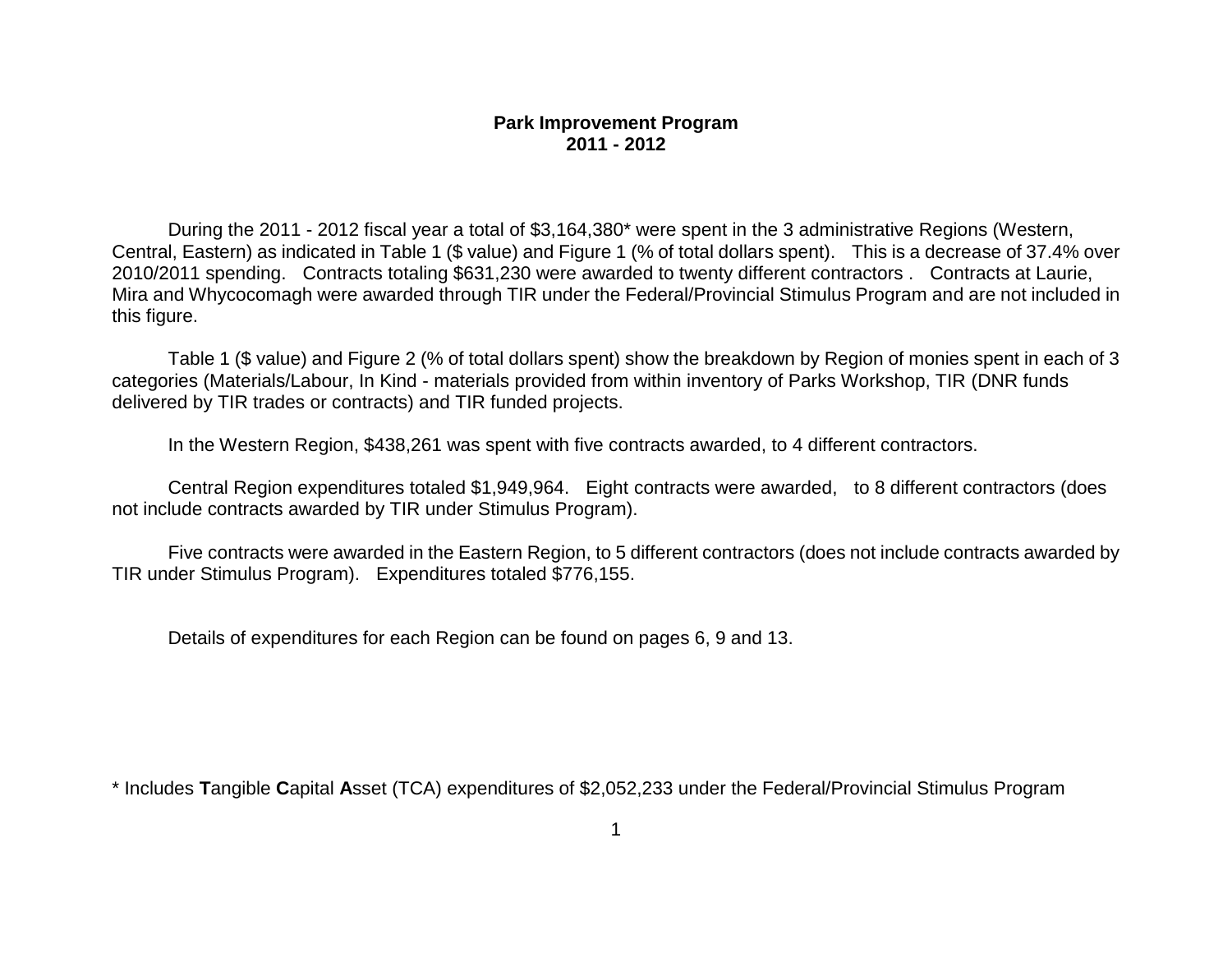# Park Improvement Program
## 2011 - 2012

During the 2011 - 2012 fiscal year a total of $3,164,380* were spent in the 3 administrative Regions (Western, Central, Eastern) as indicated in Table 1 ($ value) and Figure 1 (% of total dollars spent). This is a decrease of 37.4% over 2010/2011 spending. Contracts totaling $631,230 were awarded to twenty different contractors . Contracts at Laurie, Mira and Whycocomagh were awarded through TIR under the Federal/Provincial Stimulus Program and are not included in this figure.

Table 1 ($ value) and Figure 2 (% of total dollars spent) show the breakdown by Region of monies spent in each of 3 categories (Materials/Labour, In Kind - materials provided from within inventory of Parks Workshop, TIR (DNR funds delivered by TIR trades or contracts) and TIR funded projects.

In the Western Region, $438,261 was spent with five contracts awarded, to 4 different contractors.

Central Region expenditures totaled $1,949,964. Eight contracts were awarded, to 8 different contractors (does not include contracts awarded by TIR under Stimulus Program).

Five contracts were awarded in the Eastern Region, to 5 different contractors (does not include contracts awarded by TIR under Stimulus Program). Expenditures totaled $776,155.

Details of expenditures for each Region can be found on pages 6, 9 and 13.

* Includes **T**angible **C**apital **A**sset (TCA) expenditures of $2,052,233 under the Federal/Provincial Stimulus Program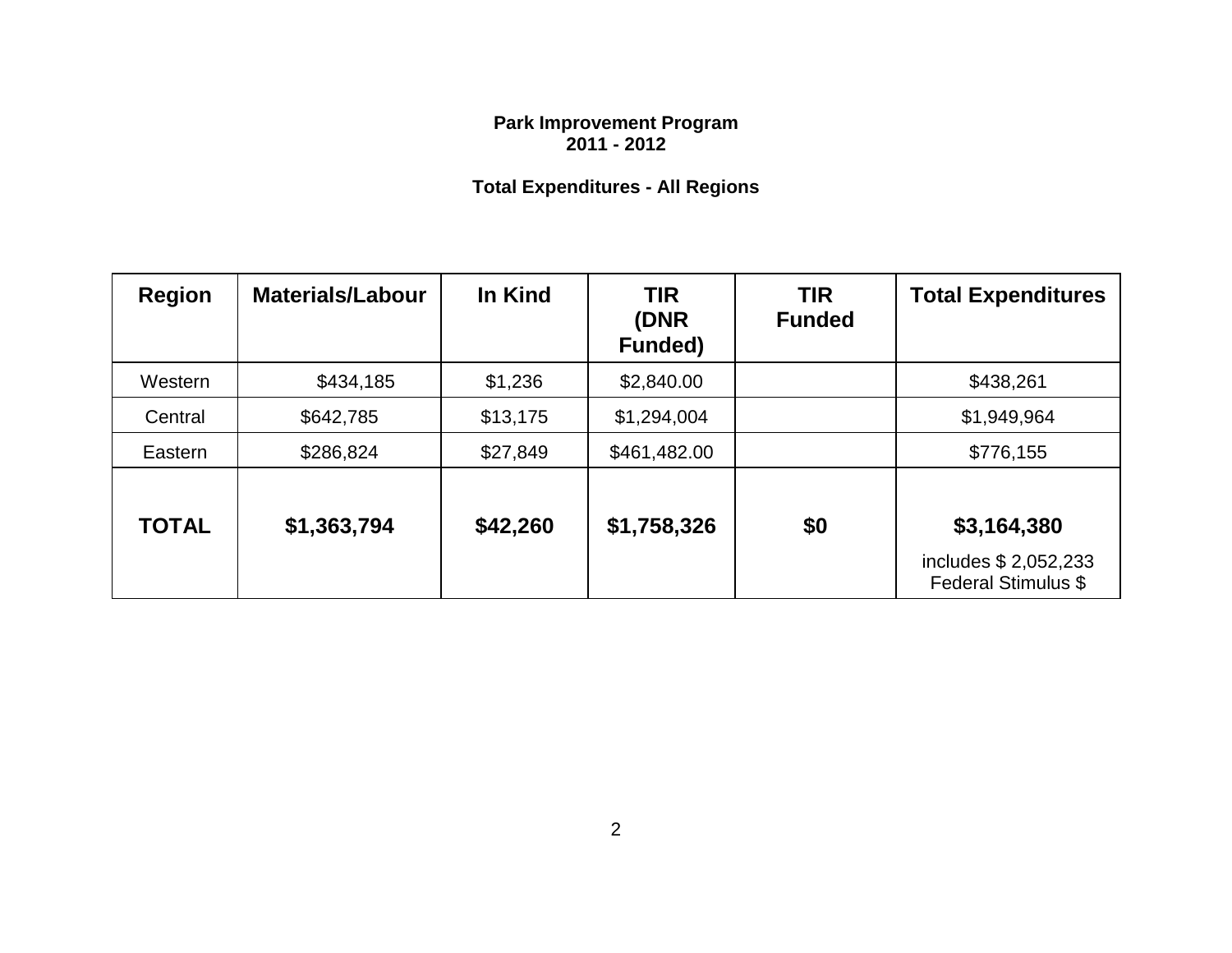**Park Improvement Program**
**2011 - 2012**

**Total Expenditures - All Regions**

| Region | Materials/Labour | In Kind | TIR (DNR Funded) | TIR Funded | Total Expenditures |
|---|---|---|---|---|---|
| Western | \$434,185 | \$1,236 | \$2,840.00 | | \$438,261 |
| Central | \$642,785 | \$13,175 | \$1,294,004 | | \$1,949,964 |
| Eastern | \$286,824 | \$27,849 | \$461,482.00 | | \$776,155 |
| **TOTAL** | **\$1,363,794** | **\$42,260** | **\$1,758,326** | **\$0** | **\$3,164,380** includes \$ 2,052,233 Federal Stimulus \$ |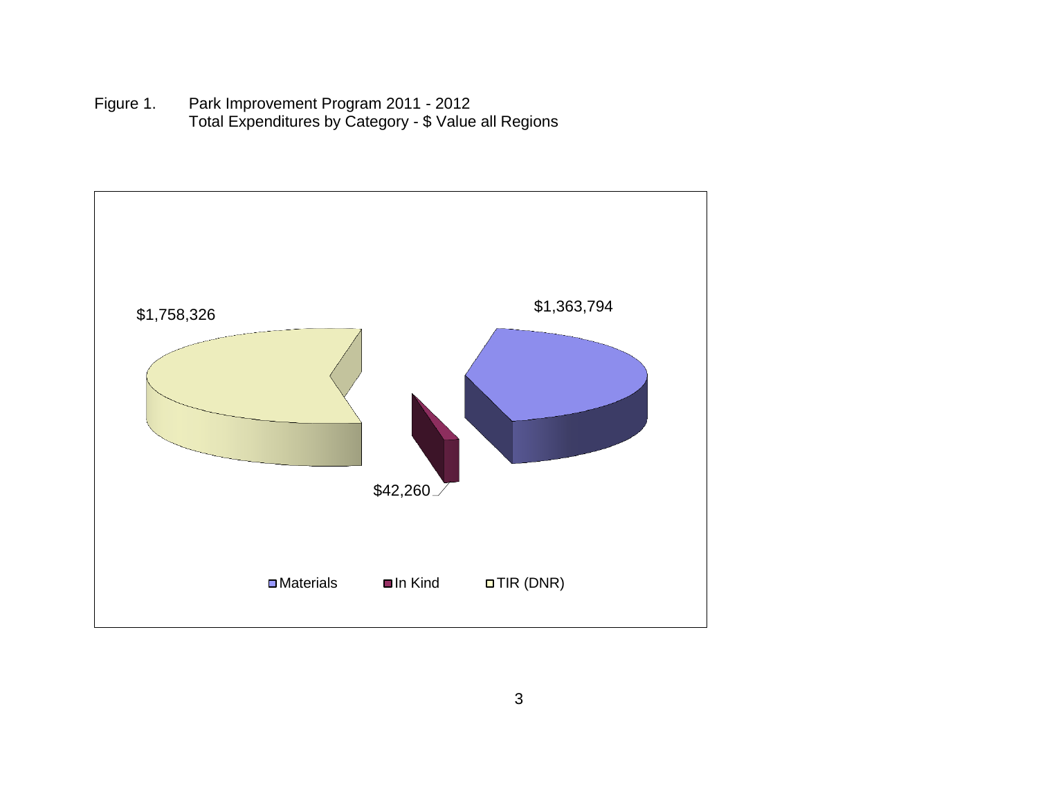Figure 1. Park Improvement Program 2011 - 2012
Total Expenditures by Category - $ Value all Regions

$1,758,326

$1,363,794

$42,260

Materials | In Kind | TIR (DNR)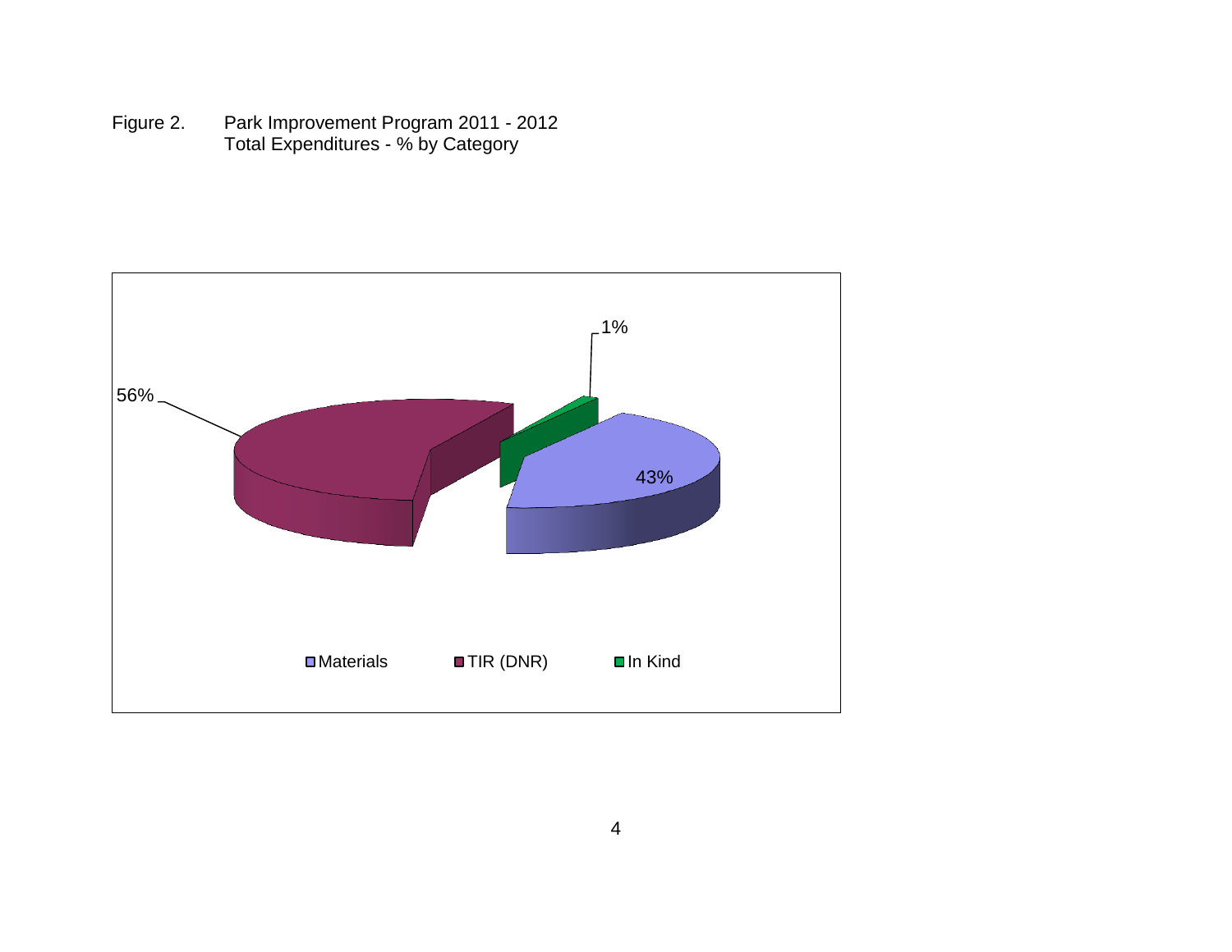Figure 2. Park Improvement Program 2011 - 2012
Total Expenditures - % by Category

| Category | % |
| --- | --- |
| Materials | 43% |
| TIR (DNR) | 56% |
| In Kind | 1% |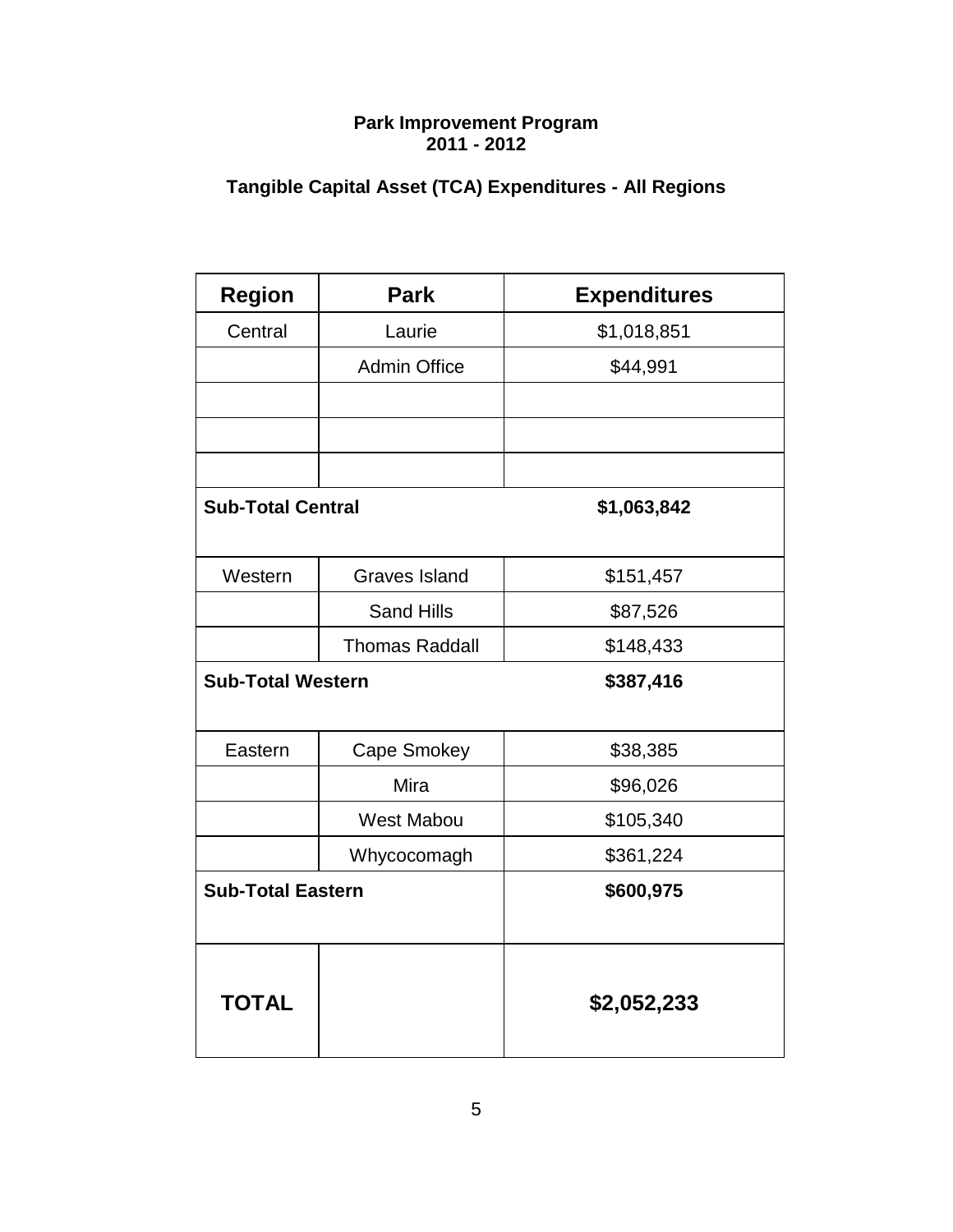**Park Improvement Program**
**2011 - 2012**

**Tangible Capital Asset (TCA) Expenditures - All Regions**

| Region | Park | Expenditures |
| --- | --- | --- |
| Central | Laurie | $1,018,851 |
| | Admin Office | $44,991 |
| | | |
| | | |
| | | |
| **Sub-Total Central** | | **$1,063,842** |
| Western | Graves Island | $151,457 |
| | Sand Hills | $87,526 |
| | Thomas Raddall | $148,433 |
| **Sub-Total Western** | | **$387,416** |
| Eastern | Cape Smokey | $38,385 |
| | Mira | $96,026 |
| | West Mabou | $105,340 |
| | Whycocomagh | $361,224 |
| **Sub-Total Eastern** | | **$600,975** |
| **TOTAL** | | **$2,052,233** |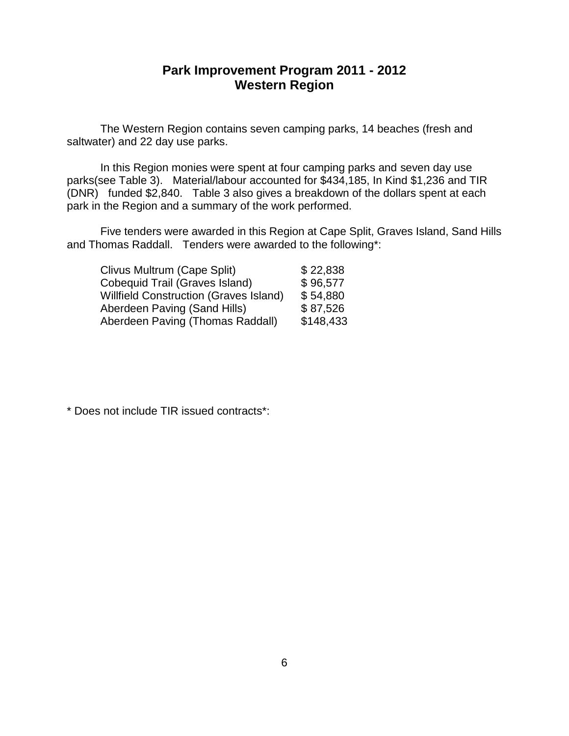# Park Improvement Program 2011 - 2012
## Western Region

The Western Region contains seven camping parks, 14 beaches (fresh and saltwater) and 22 day use parks.

In this Region monies were spent at four camping parks and seven day use parks(see Table 3). Material/labour accounted for $434,185, In Kind $1,236 and TIR (DNR) funded $2,840. Table 3 also gives a breakdown of the dollars spent at each park in the Region and a summary of the work performed.

Five tenders were awarded in this Region at Cape Split, Graves Island, Sand Hills and Thomas Raddall. Tenders were awarded to the following*:

| | |
|---|---|
| Clivus Multrum (Cape Split) | $ 22,838 |
| Cobequid Trail (Graves Island) | $ 96,577 |
| Willfield Construction (Graves Island) | $ 54,880 |
| Aberdeen Paving (Sand Hills) | $ 87,526 |
| Aberdeen Paving (Thomas Raddall) | $148,433 |

* Does not include TIR issued contracts*: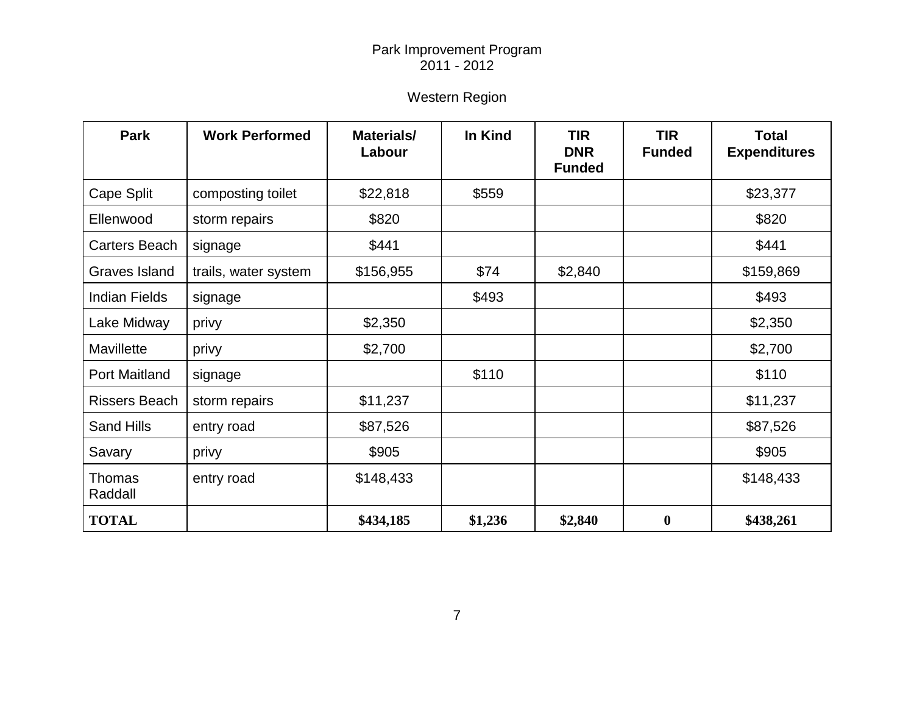Park Improvement Program
2011 - 2012

Western Region

| Park | Work Performed | Materials/ Labour | In Kind | TIR DNR Funded | TIR Funded | Total Expenditures |
|---|---|---|---|---|---|---|
| Cape Split | composting toilet | $22,818 | $559 | | | $23,377 |
| Ellenwood | storm repairs | $820 | | | | $820 |
| Carters Beach | signage | $441 | | | | $441 |
| Graves Island | trails, water system | $156,955 | $74 | $2,840 | | $159,869 |
| Indian Fields | signage | | $493 | | | $493 |
| Lake Midway | privy | $2,350 | | | | $2,350 |
| Mavillette | privy | $2,700 | | | | $2,700 |
| Port Maitland | signage | | $110 | | | $110 |
| Rissers Beach | storm repairs | $11,237 | | | | $11,237 |
| Sand Hills | entry road | $87,526 | | | | $87,526 |
| Savary | privy | $905 | | | | $905 |
| Thomas Raddall | entry road | $148,433 | | | | $148,433 |
| **TOTAL** | | **$434,185** | **$1,236** | **$2,840** | **0** | **$438,261** |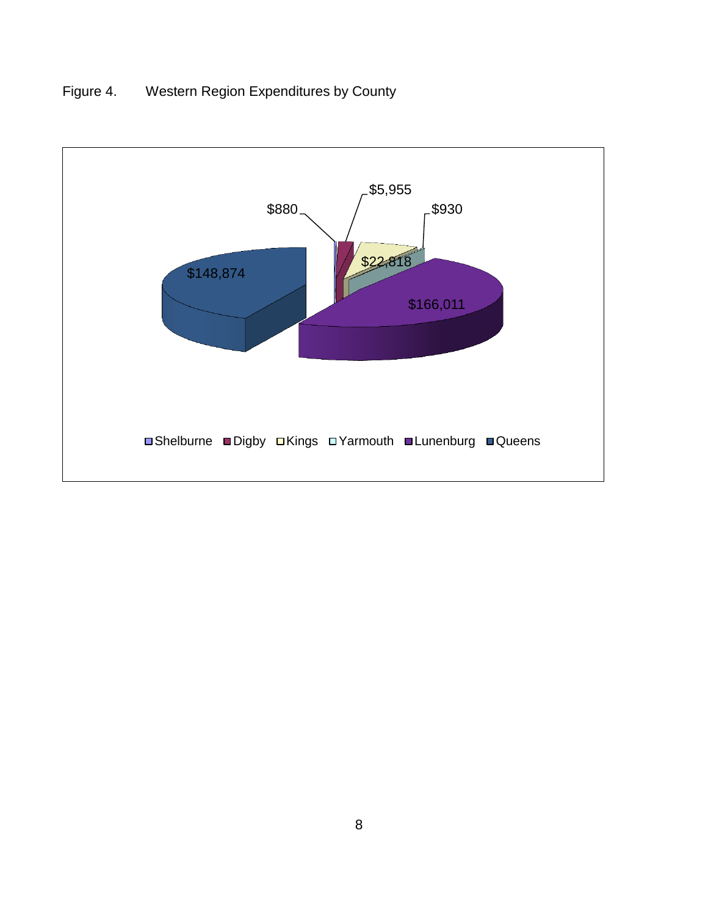Figure 4. Western Region Expenditures by County

| County | Expenditure |
|---|---|
| Shelburne | $880 |
| Digby | $5,955 |
| Kings | $22,818 |
| Yarmouth | $930 |
| Lunenburg | $166,011 |
| Queens | $148,874 |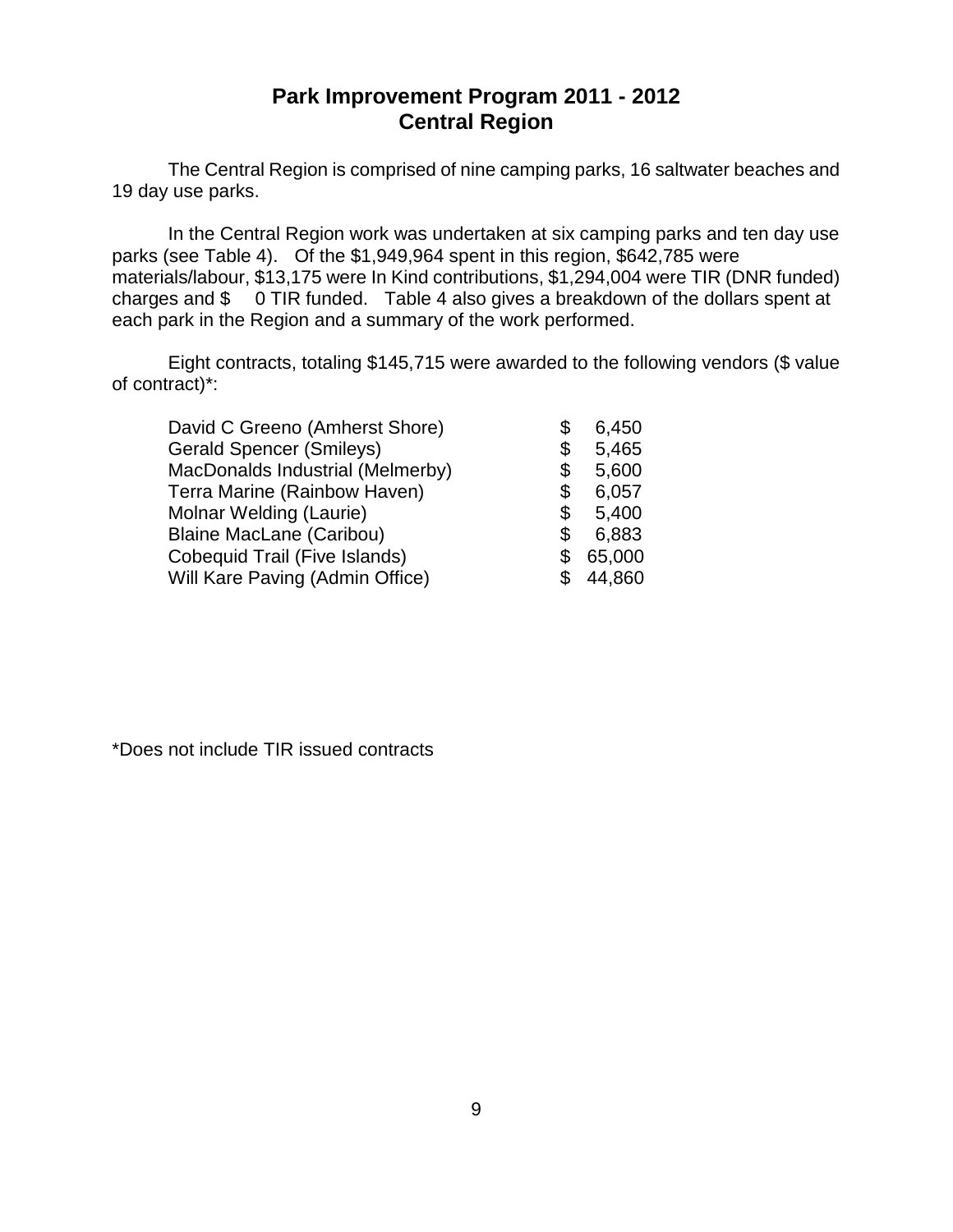# Park Improvement Program 2011 - 2012
# Central Region

The Central Region is comprised of nine camping parks, 16 saltwater beaches and 19 day use parks.

In the Central Region work was undertaken at six camping parks and ten day use parks (see Table 4). Of the $1,949,964 spent in this region, $642,785 were materials/labour, $13,175 were In Kind contributions, $1,294,004 were TIR (DNR funded) charges and $ 0 TIR funded. Table 4 also gives a breakdown of the dollars spent at each park in the Region and a summary of the work performed.

Eight contracts, totaling $145,715 were awarded to the following vendors ($ value of contract)*:

| Vendor | Value |
|---|---|
| David C Greeno (Amherst Shore) | $ 6,450 |
| Gerald Spencer (Smileys) | $ 5,465 |
| MacDonalds Industrial (Melmerby) | $ 5,600 |
| Terra Marine (Rainbow Haven) | $ 6,057 |
| Molnar Welding (Laurie) | $ 5,400 |
| Blaine MacLane (Caribou) | $ 6,883 |
| Cobequid Trail (Five Islands) | $ 65,000 |
| Will Kare Paving (Admin Office) | $ 44,860 |

*Does not include TIR issued contracts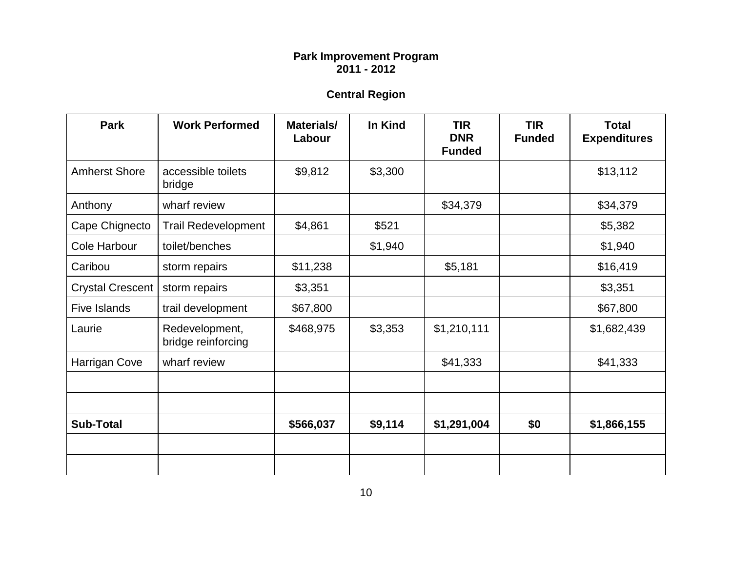**Park Improvement Program**
**2011 - 2012**

**Central Region**

| Park | Work Performed | Materials/ Labour | In Kind | TIR DNR Funded | TIR Funded | Total Expenditures |
|---|---|---|---|---|---|---|
| Amherst Shore | accessible toilets bridge | $9,812 | $3,300 | | | $13,112 |
| Anthony | wharf review | | | $34,379 | | $34,379 |
| Cape Chignecto | Trail Redevelopment | $4,861 | $521 | | | $5,382 |
| Cole Harbour | toilet/benches | | $1,940 | | | $1,940 |
| Caribou | storm repairs | $11,238 | | $5,181 | | $16,419 |
| Crystal Crescent | storm repairs | $3,351 | | | | $3,351 |
| Five Islands | trail development | $67,800 | | | | $67,800 |
| Laurie | Redevelopment, bridge reinforcing | $468,975 | $3,353 | $1,210,111 | | $1,682,439 |
| Harrigan Cove | wharf review | | | $41,333 | | $41,333 |
| | | | | | | |
| | | | | | | |
| **Sub-Total** | | **$566,037** | **$9,114** | **$1,291,004** | **$0** | **$1,866,155** |
| | | | | | | |
| | | | | | | |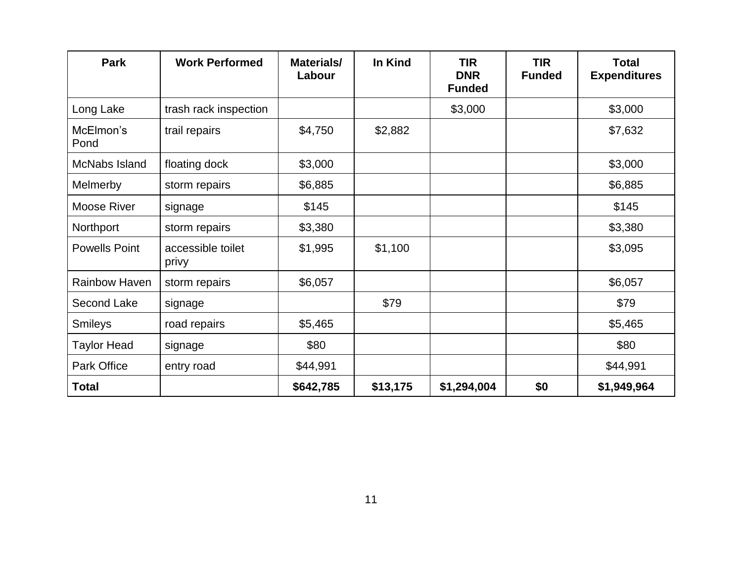| Park | Work Performed | Materials/ Labour | In Kind | TIR DNR Funded | TIR Funded | Total Expenditures |
|---|---|---|---|---|---|---|
| Long Lake | trash rack inspection | | | $3,000 | | $3,000 |
| McElmon's Pond | trail repairs | $4,750 | $2,882 | | | $7,632 |
| McNabs Island | floating dock | $3,000 | | | | $3,000 |
| Melmerby | storm repairs | $6,885 | | | | $6,885 |
| Moose River | signage | $145 | | | | $145 |
| Northport | storm repairs | $3,380 | | | | $3,380 |
| Powells Point | accessible toilet privy | $1,995 | $1,100 | | | $3,095 |
| Rainbow Haven | storm repairs | $6,057 | | | | $6,057 |
| Second Lake | signage | | $79 | | | $79 |
| Smileys | road repairs | $5,465 | | | | $5,465 |
| Taylor Head | signage | $80 | | | | $80 |
| Park Office | entry road | $44,991 | | | | $44,991 |
| **Total** | | **$642,785** | **$13,175** | **$1,294,004** | **$0** | **$1,949,964** |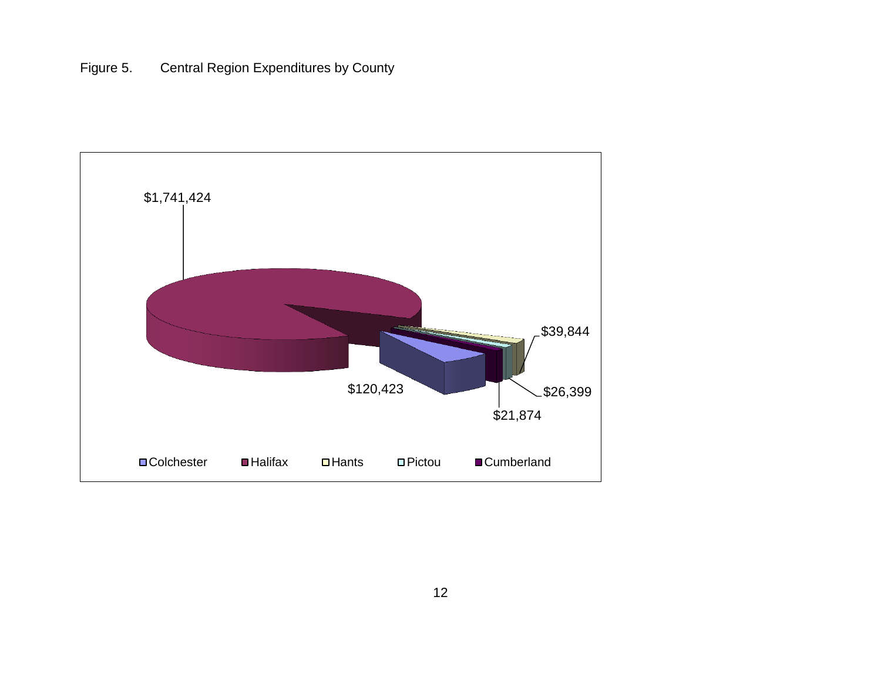Figure 5. Central Region Expenditures by County

$1,741,424

$120,423

$39,844

$26,399

$21,874

Colchester Halifax Hants Pictou Cumberland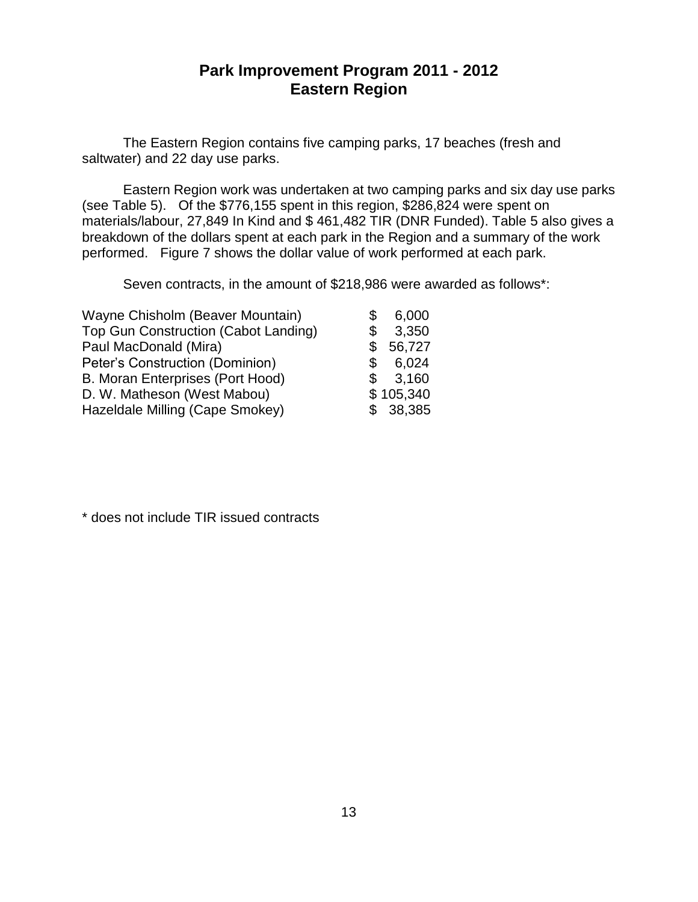# Park Improvement Program 2011 - 2012
## Eastern Region

The Eastern Region contains five camping parks, 17 beaches (fresh and saltwater) and 22 day use parks.

Eastern Region work was undertaken at two camping parks and six day use parks (see Table 5). Of the $776,155 spent in this region, $286,824 were spent on materials/labour, 27,849 In Kind and $ 461,482 TIR (DNR Funded). Table 5 also gives a breakdown of the dollars spent at each park in the Region and a summary of the work performed. Figure 7 shows the dollar value of work performed at each park.

Seven contracts, in the amount of $218,986 were awarded as follows*:

| | |
|---|---|
| Wayne Chisholm (Beaver Mountain) | $ 6,000 |
| Top Gun Construction (Cabot Landing) | $ 3,350 |
| Paul MacDonald (Mira) | $ 56,727 |
| Peter's Construction (Dominion) | $ 6,024 |
| B. Moran Enterprises (Port Hood) | $ 3,160 |
| D. W. Matheson (West Mabou) | $ 105,340 |
| Hazeldale Milling (Cape Smokey) | $ 38,385 |

* does not include TIR issued contracts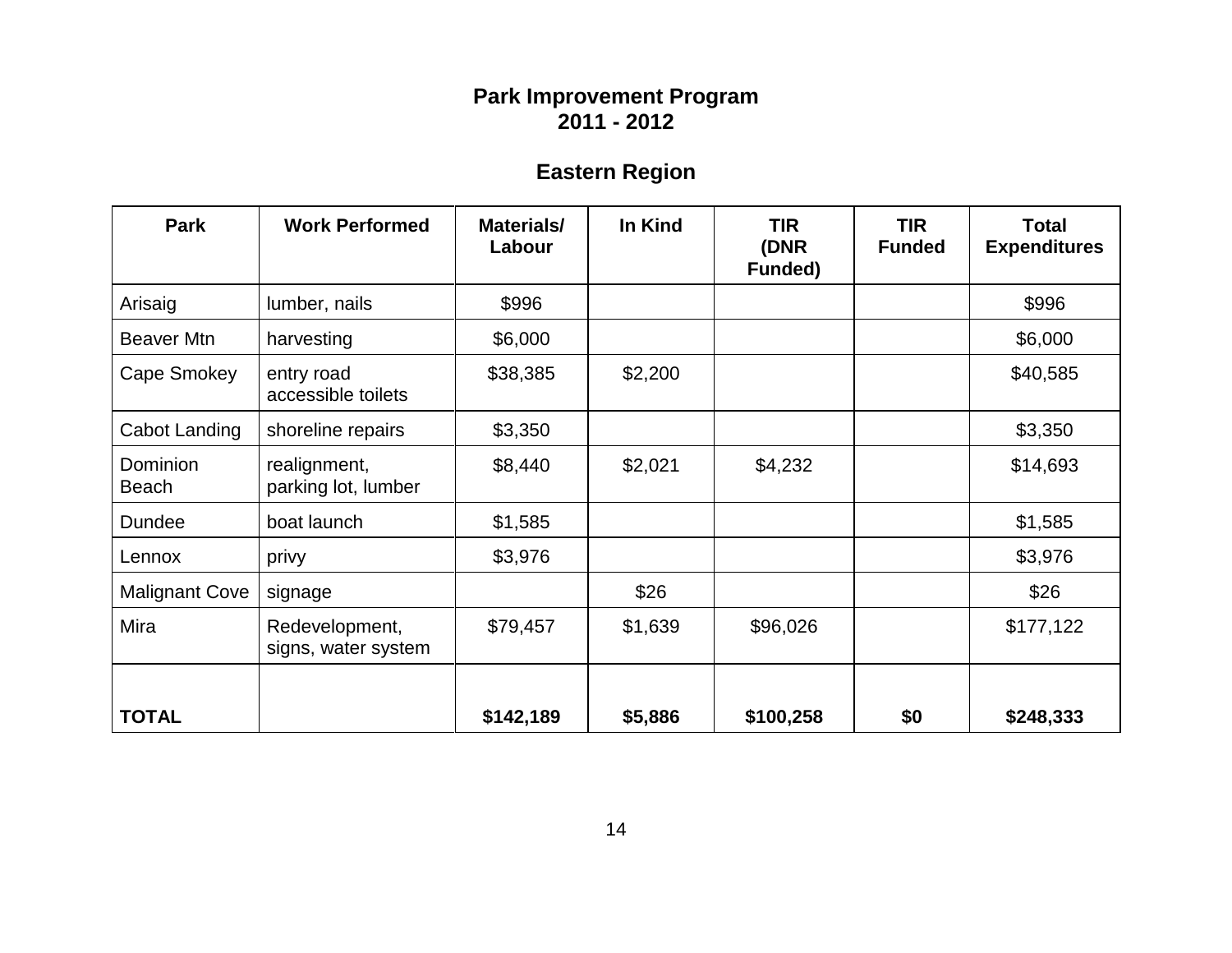# Park Improvement Program
## 2011 - 2012

## Eastern Region

| Park | Work Performed | Materials/ Labour | In Kind | TIR (DNR Funded) | TIR Funded | Total Expenditures |
|---|---|---|---|---|---|---|
| Arisaig | lumber, nails | $996 | | | | $996 |
| Beaver Mtn | harvesting | $6,000 | | | | $6,000 |
| Cape Smokey | entry road accessible toilets | $38,385 | $2,200 | | | $40,585 |
| Cabot Landing | shoreline repairs | $3,350 | | | | $3,350 |
| Dominion Beach | realignment, parking lot, lumber | $8,440 | $2,021 | $4,232 | | $14,693 |
| Dundee | boat launch | $1,585 | | | | $1,585 |
| Lennox | privy | $3,976 | | | | $3,976 |
| Malignant Cove | signage | | $26 | | | $26 |
| Mira | Redevelopment, signs, water system | $79,457 | $1,639 | $96,026 | | $177,122 |
| **TOTAL** | | **$142,189** | **$5,886** | **$100,258** | **$0** | **$248,333** |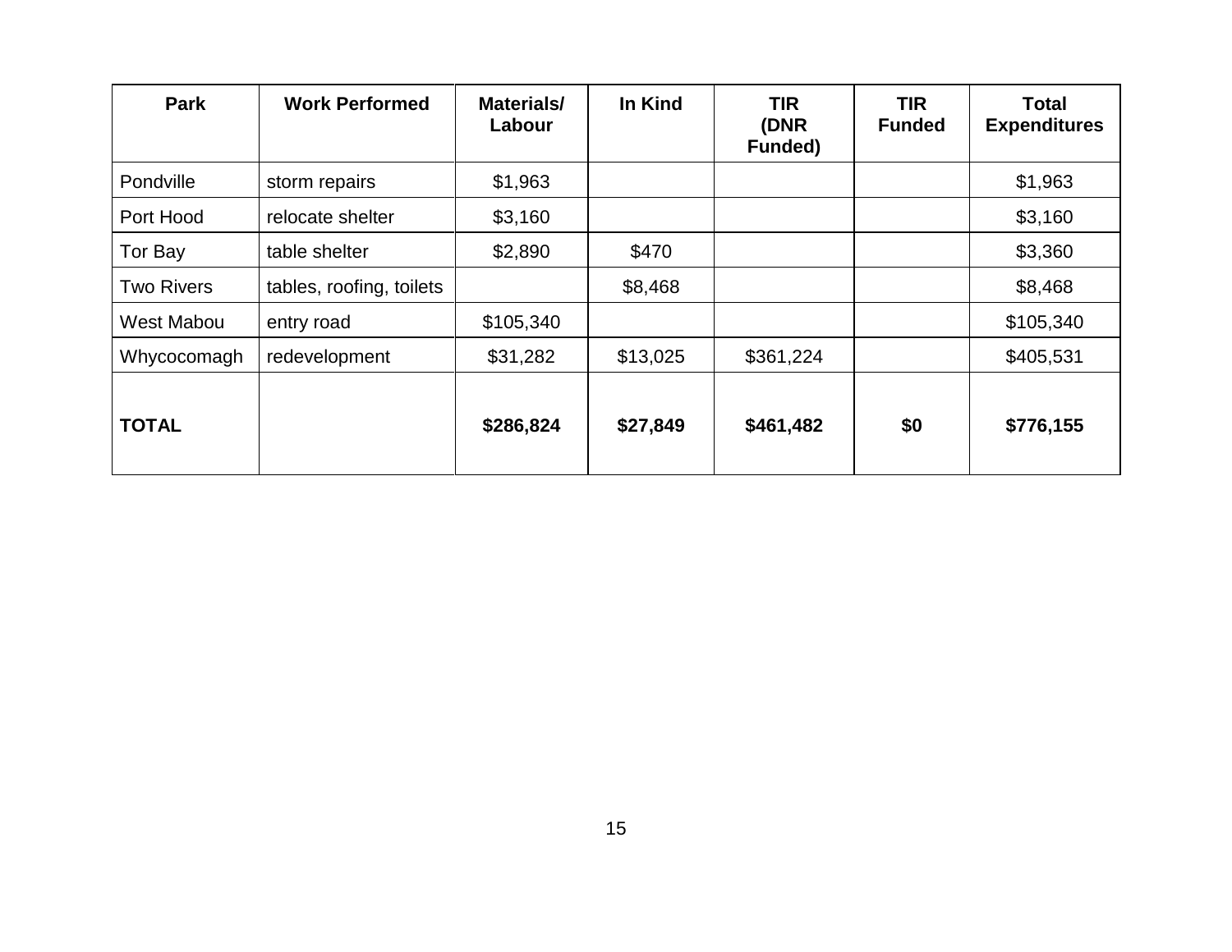| Park | Work Performed | Materials/ Labour | In Kind | TIR (DNR Funded) | TIR Funded | Total Expenditures |
|---|---|---|---|---|---|---|
| Pondville | storm repairs | $1,963 | | | | $1,963 |
| Port Hood | relocate shelter | $3,160 | | | | $3,160 |
| Tor Bay | table shelter | $2,890 | $470 | | | $3,360 |
| Two Rivers | tables, roofing, toilets | | $8,468 | | | $8,468 |
| West Mabou | entry road | $105,340 | | | | $105,340 |
| Whycocomagh | redevelopment | $31,282 | $13,025 | $361,224 | | $405,531 |
| **TOTAL** | | **$286,824** | **$27,849** | **$461,482** | **$0** | **$776,155** |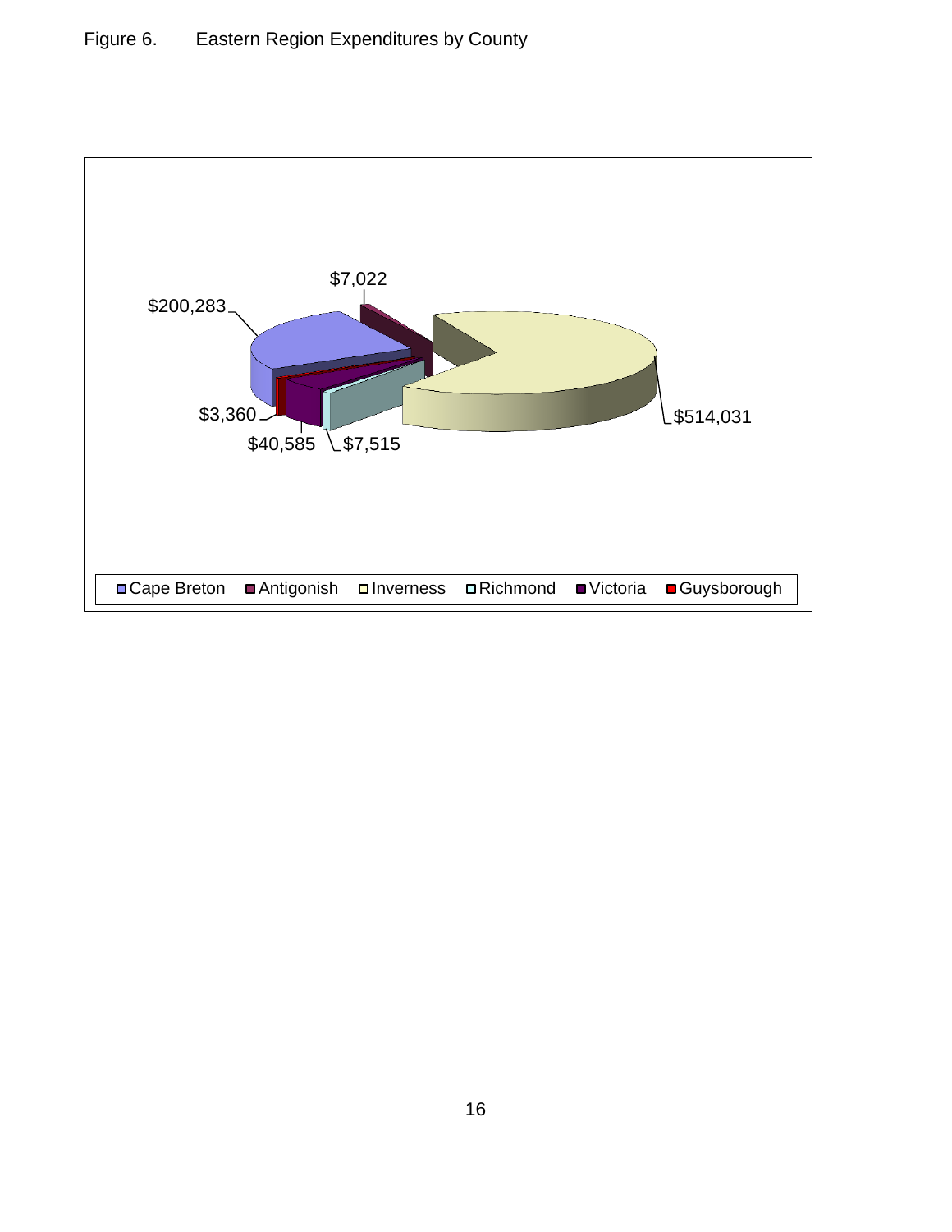Figure 6. Eastern Region Expenditures by County

$200,283

$7,022

$514,031

$3,360

$40,585

$7,515

Cape Breton | Antigonish | Inverness | Richmond | Victoria | Guysborough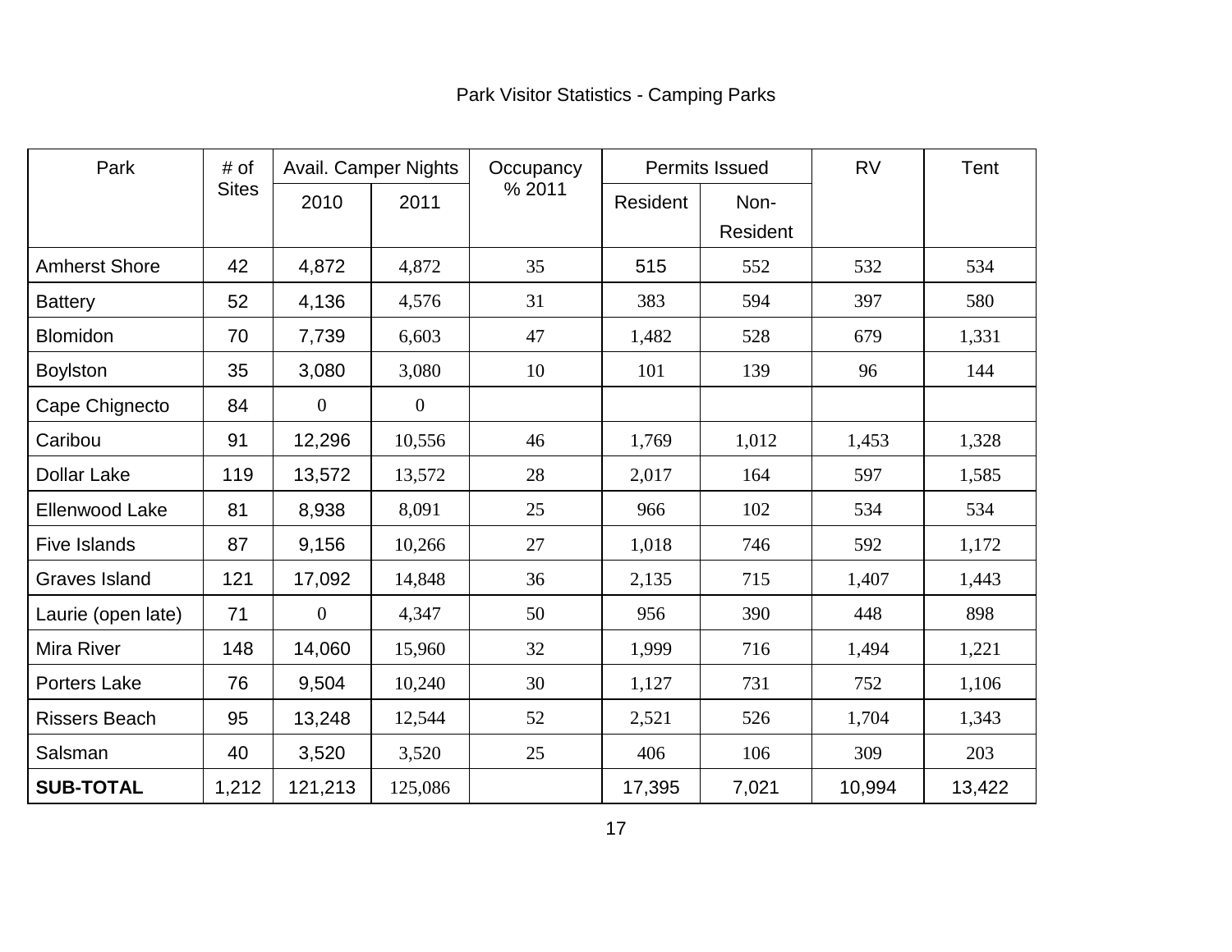Park Visitor Statistics - Camping Parks

| Park | # of Sites | Avail. Camper Nights | | Occupancy % 2011 | Permits Issued | | RV | Tent |
|---|---|---|---|---|---|---|---|---|
| | | 2010 | 2011 | | Resident | Non-Resident | | |
| Amherst Shore | 42 | 4,872 | 4,872 | 35 | 515 | 552 | 532 | 534 |
| Battery | 52 | 4,136 | 4,576 | 31 | 383 | 594 | 397 | 580 |
| Blomidon | 70 | 7,739 | 6,603 | 47 | 1,482 | 528 | 679 | 1,331 |
| Boylston | 35 | 3,080 | 3,080 | 10 | 101 | 139 | 96 | 144 |
| Cape Chignecto | 84 | 0 | 0 | | | | | |
| Caribou | 91 | 12,296 | 10,556 | 46 | 1,769 | 1,012 | 1,453 | 1,328 |
| Dollar Lake | 119 | 13,572 | 13,572 | 28 | 2,017 | 164 | 597 | 1,585 |
| Ellenwood Lake | 81 | 8,938 | 8,091 | 25 | 966 | 102 | 534 | 534 |
| Five Islands | 87 | 9,156 | 10,266 | 27 | 1,018 | 746 | 592 | 1,172 |
| Graves Island | 121 | 17,092 | 14,848 | 36 | 2,135 | 715 | 1,407 | 1,443 |
| Laurie (open late) | 71 | 0 | 4,347 | 50 | 956 | 390 | 448 | 898 |
| Mira River | 148 | 14,060 | 15,960 | 32 | 1,999 | 716 | 1,494 | 1,221 |
| Porters Lake | 76 | 9,504 | 10,240 | 30 | 1,127 | 731 | 752 | 1,106 |
| Rissers Beach | 95 | 13,248 | 12,544 | 52 | 2,521 | 526 | 1,704 | 1,343 |
| Salsman | 40 | 3,520 | 3,520 | 25 | 406 | 106 | 309 | 203 |
| **SUB-TOTAL** | 1,212 | 121,213 | 125,086 | | 17,395 | 7,021 | 10,994 | 13,422 |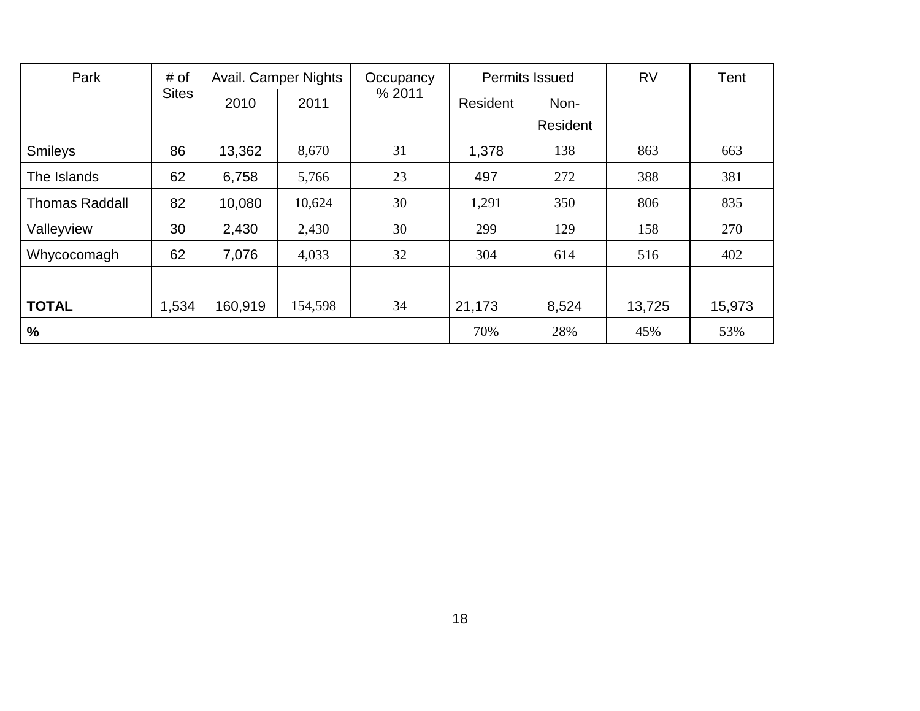| Park | # of Sites | Avail. Camper Nights | | Occupancy % 2011 | Permits Issued | | RV | Tent |
|---|---|---|---|---|---|---|---|---|
| | | 2010 | 2011 | | Resident | Non-Resident | | |
| Smileys | 86 | 13,362 | 8,670 | 31 | 1,378 | 138 | 863 | 663 |
| The Islands | 62 | 6,758 | 5,766 | 23 | 497 | 272 | 388 | 381 |
| Thomas Raddall | 82 | 10,080 | 10,624 | 30 | 1,291 | 350 | 806 | 835 |
| Valleyview | 30 | 2,430 | 2,430 | 30 | 299 | 129 | 158 | 270 |
| Whycocomagh | 62 | 7,076 | 4,033 | 32 | 304 | 614 | 516 | 402 |
| **TOTAL** | 1,534 | 160,919 | 154,598 | 34 | 21,173 | 8,524 | 13,725 | 15,973 |
| **%** | | | | | 70% | 28% | 45% | 53% |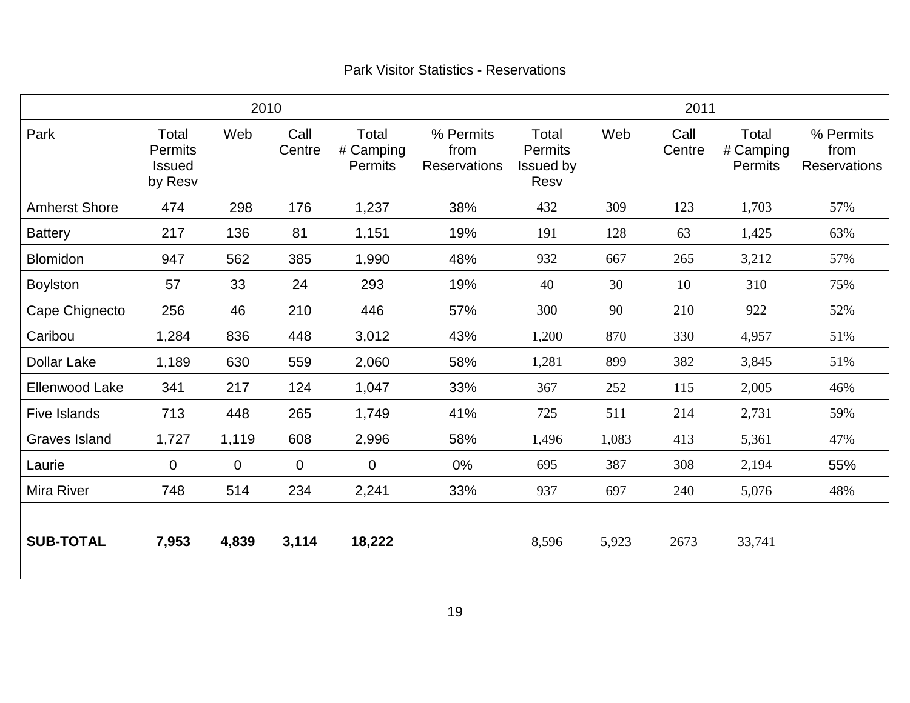Park Visitor Statistics - Reservations

| | 2010 | | | | | 2011 | | | | |
|---|---|---|---|---|---|---|---|---|---|---|
| Park | Total Permits Issued by Resv | Web | Call Centre | Total # Camping Permits | % Permits from Reservations | Total Permits Issued by Resv | Web | Call Centre | Total # Camping Permits | % Permits from Reservations |
| Amherst Shore | 474 | 298 | 176 | 1,237 | 38% | 432 | 309 | 123 | 1,703 | 57% |
| Battery | 217 | 136 | 81 | 1,151 | 19% | 191 | 128 | 63 | 1,425 | 63% |
| Blomidon | 947 | 562 | 385 | 1,990 | 48% | 932 | 667 | 265 | 3,212 | 57% |
| Boylston | 57 | 33 | 24 | 293 | 19% | 40 | 30 | 10 | 310 | 75% |
| Cape Chignecto | 256 | 46 | 210 | 446 | 57% | 300 | 90 | 210 | 922 | 52% |
| Caribou | 1,284 | 836 | 448 | 3,012 | 43% | 1,200 | 870 | 330 | 4,957 | 51% |
| Dollar Lake | 1,189 | 630 | 559 | 2,060 | 58% | 1,281 | 899 | 382 | 3,845 | 51% |
| Ellenwood Lake | 341 | 217 | 124 | 1,047 | 33% | 367 | 252 | 115 | 2,005 | 46% |
| Five Islands | 713 | 448 | 265 | 1,749 | 41% | 725 | 511 | 214 | 2,731 | 59% |
| Graves Island | 1,727 | 1,119 | 608 | 2,996 | 58% | 1,496 | 1,083 | 413 | 5,361 | 47% |
| Laurie | 0 | 0 | 0 | 0 | 0% | 695 | 387 | 308 | 2,194 | 55% |
| Mira River | 748 | 514 | 234 | 2,241 | 33% | 937 | 697 | 240 | 5,076 | 48% |
| **SUB-TOTAL** | **7,953** | **4,839** | **3,114** | **18,222** | | 8,596 | 5,923 | 2673 | 33,741 | |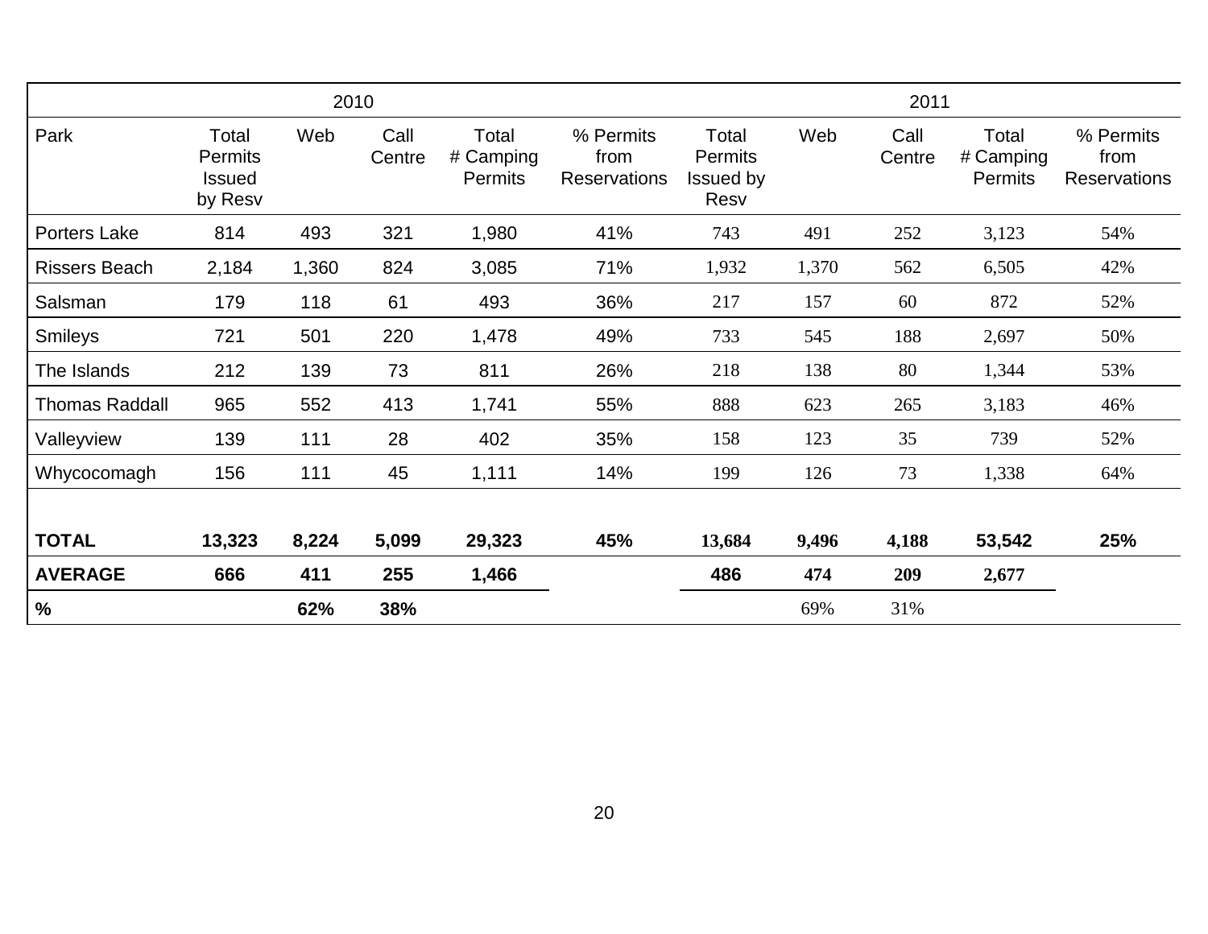| | 2010 | | | | | 2011 | | | | |
|---|---|---|---|---|---|---|---|---|---|---|
| Park | Total Permits Issued by Resv | Web | Call Centre | Total # Camping Permits | % Permits from Reservations | Total Permits Issued by Resv | Web | Call Centre | Total # Camping Permits | % Permits from Reservations |
| Porters Lake | 814 | 493 | 321 | 1,980 | 41% | 743 | 491 | 252 | 3,123 | 54% |
| Rissers Beach | 2,184 | 1,360 | 824 | 3,085 | 71% | 1,932 | 1,370 | 562 | 6,505 | 42% |
| Salsman | 179 | 118 | 61 | 493 | 36% | 217 | 157 | 60 | 872 | 52% |
| Smileys | 721 | 501 | 220 | 1,478 | 49% | 733 | 545 | 188 | 2,697 | 50% |
| The Islands | 212 | 139 | 73 | 811 | 26% | 218 | 138 | 80 | 1,344 | 53% |
| Thomas Raddall | 965 | 552 | 413 | 1,741 | 55% | 888 | 623 | 265 | 3,183 | 46% |
| Valleyview | 139 | 111 | 28 | 402 | 35% | 158 | 123 | 35 | 739 | 52% |
| Whycocomagh | 156 | 111 | 45 | 1,111 | 14% | 199 | 126 | 73 | 1,338 | 64% |
| | | | | | | | | | | |
| **TOTAL** | **13,323** | **8,224** | **5,099** | **29,323** | **45%** | **13,684** | **9,496** | **4,188** | **53,542** | **25%** |
| **AVERAGE** | **666** | **411** | **255** | **1,466** | | **486** | **474** | **209** | **2,677** | |
| **%** | | **62%** | **38%** | | | | 69% | 31% | | |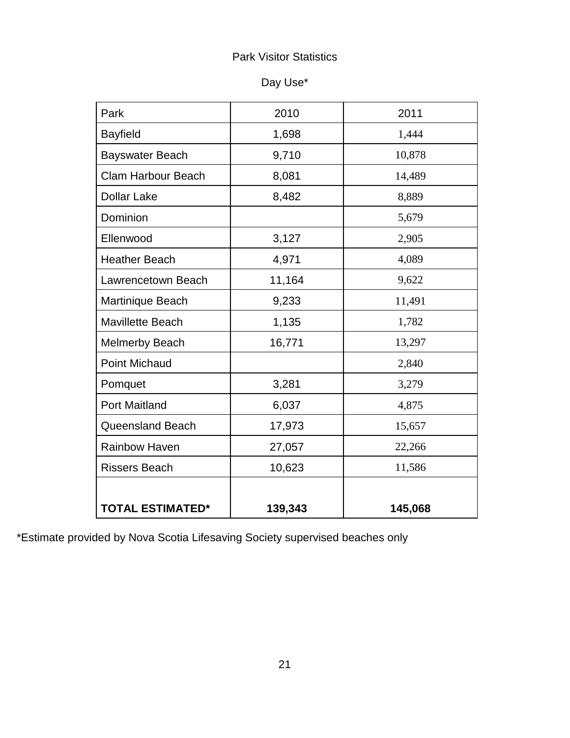Park Visitor Statistics

Day Use*

| Park | 2010 | 2011 |
|---|---|---|
| Bayfield | 1,698 | 1,444 |
| Bayswater Beach | 9,710 | 10,878 |
| Clam Harbour Beach | 8,081 | 14,489 |
| Dollar Lake | 8,482 | 8,889 |
| Dominion | | 5,679 |
| Ellenwood | 3,127 | 2,905 |
| Heather Beach | 4,971 | 4,089 |
| Lawrencetown Beach | 11,164 | 9,622 |
| Martinique Beach | 9,233 | 11,491 |
| Mavillette Beach | 1,135 | 1,782 |
| Melmerby Beach | 16,771 | 13,297 |
| Point Michaud | | 2,840 |
| Pomquet | 3,281 | 3,279 |
| Port Maitland | 6,037 | 4,875 |
| Queensland Beach | 17,973 | 15,657 |
| Rainbow Haven | 27,057 | 22,266 |
| Rissers Beach | 10,623 | 11,586 |
| **TOTAL ESTIMATED*** | **139,343** | **145,068** |

*Estimate provided by Nova Scotia Lifesaving Society supervised beaches only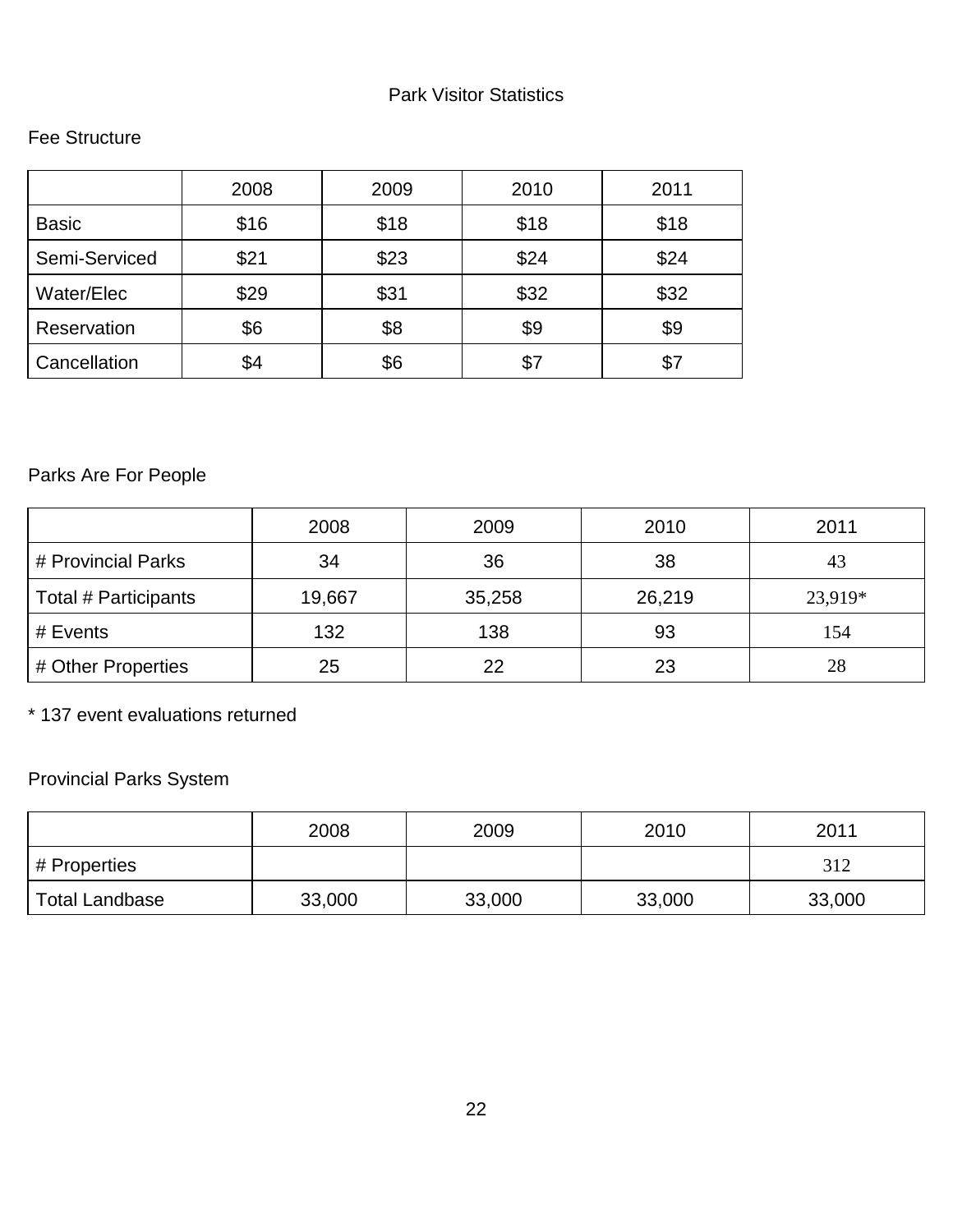# Park Visitor Statistics

## Fee Structure

| | 2008 | 2009 | 2010 | 2011 |
|---|---|---|---|---|
| Basic | $16 | $18 | $18 | $18 |
| Semi-Serviced | $21 | $23 | $24 | $24 |
| Water/Elec | $29 | $31 | $32 | $32 |
| Reservation | $6 | $8 | $9 | $9 |
| Cancellation | $4 | $6 | $7 | $7 |

## Parks Are For People

| | 2008 | 2009 | 2010 | 2011 |
|---|---|---|---|---|
| # Provincial Parks | 34 | 36 | 38 | 43 |
| Total # Participants | 19,667 | 35,258 | 26,219 | 23,919* |
| # Events | 132 | 138 | 93 | 154 |
| # Other Properties | 25 | 22 | 23 | 28 |

* 137 event evaluations returned

## Provincial Parks System

| | 2008 | 2009 | 2010 | 2011 |
|---|---|---|---|---|
| # Properties | | | | 312 |
| Total Landbase | 33,000 | 33,000 | 33,000 | 33,000 |